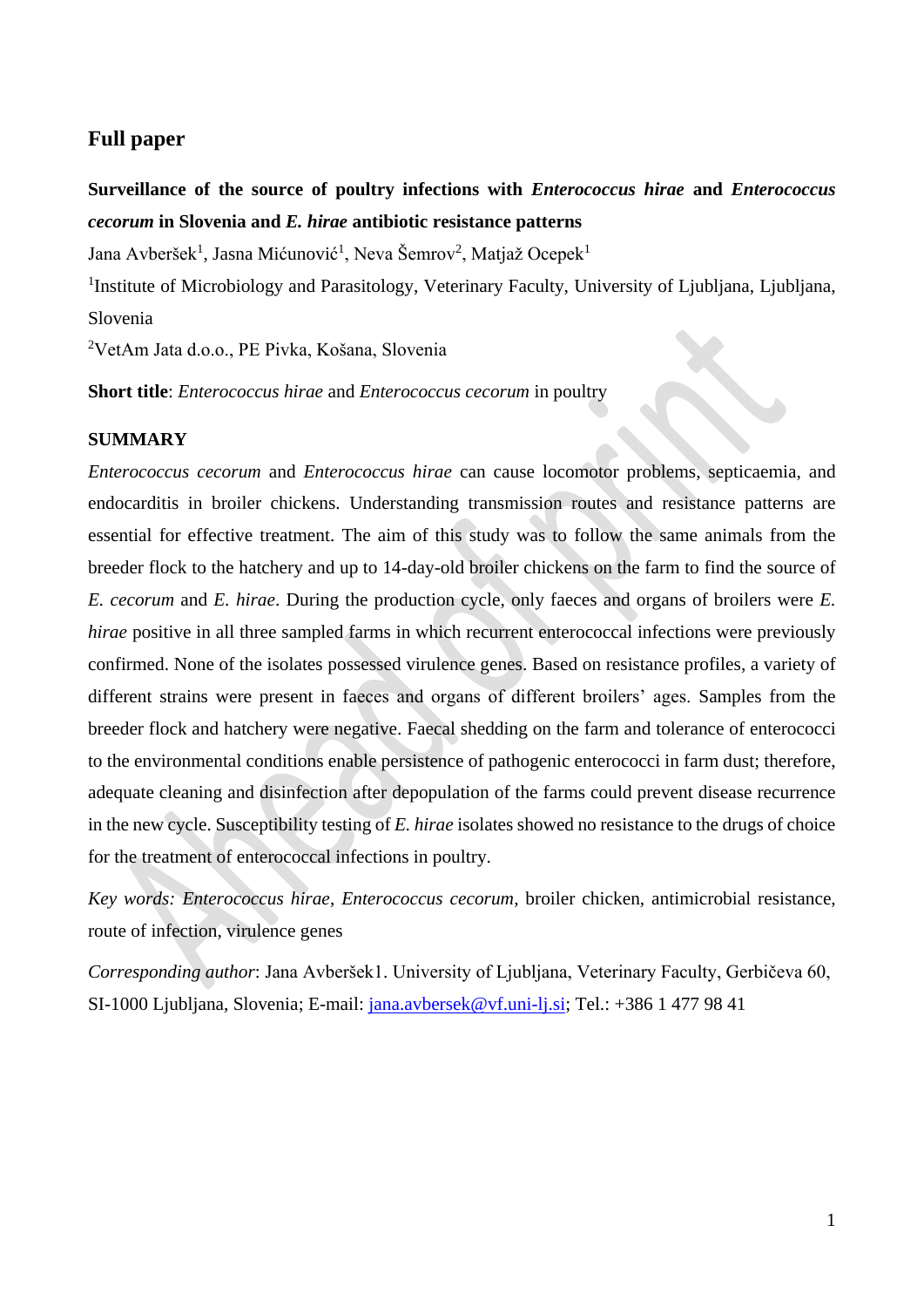## Full paper

**Surveillance of the source of poultry infections with *Enterococcus hirae* and *Enterococcus cecorum* in Slovenia and *E. hirae* antibiotic resistance patterns**

Jana Avberšek[1], Jasna Mićunović[1], Neva Šemrov[2], Matjaž Ocepek[1]

[1]Institute of Microbiology and Parasitology, Veterinary Faculty, University of Ljubljana, Ljubljana, Slovenia

[2]VetAm Jata d.o.o., PE Pivka, Košana, Slovenia

**Short title**: *Enterococcus hirae* and *Enterococcus cecorum* in poultry

**SUMMARY**

*Enterococcus cecorum* and *Enterococcus hirae* can cause locomotor problems, septicaemia, and endocarditis in broiler chickens. Understanding transmission routes and resistance patterns are essential for effective treatment. The aim of this study was to follow the same animals from the breeder flock to the hatchery and up to 14-day-old broiler chickens on the farm to find the source of *E. cecorum* and *E. hirae*. During the production cycle, only faeces and organs of broilers were *E. hirae* positive in all three sampled farms in which recurrent enterococcal infections were previously confirmed. None of the isolates possessed virulence genes. Based on resistance profiles, a variety of different strains were present in faeces and organs of different broilers' ages. Samples from the breeder flock and hatchery were negative. Faecal shedding on the farm and tolerance of enterococci to the environmental conditions enable persistence of pathogenic enterococci in farm dust; therefore, adequate cleaning and disinfection after depopulation of the farms could prevent disease recurrence in the new cycle. Susceptibility testing of *E. hirae* isolates showed no resistance to the drugs of choice for the treatment of enterococcal infections in poultry.

*Key words: Enterococcus hirae*, *Enterococcus cecorum*, broiler chicken, antimicrobial resistance, route of infection, virulence genes

*Corresponding author*: Jana Avberšek1. University of Ljubljana, Veterinary Faculty, Gerbičeva 60, SI-1000 Ljubljana, Slovenia; E-mail: jana.avbersek@vf.uni-lj.si; Tel.: +386 1 477 98 41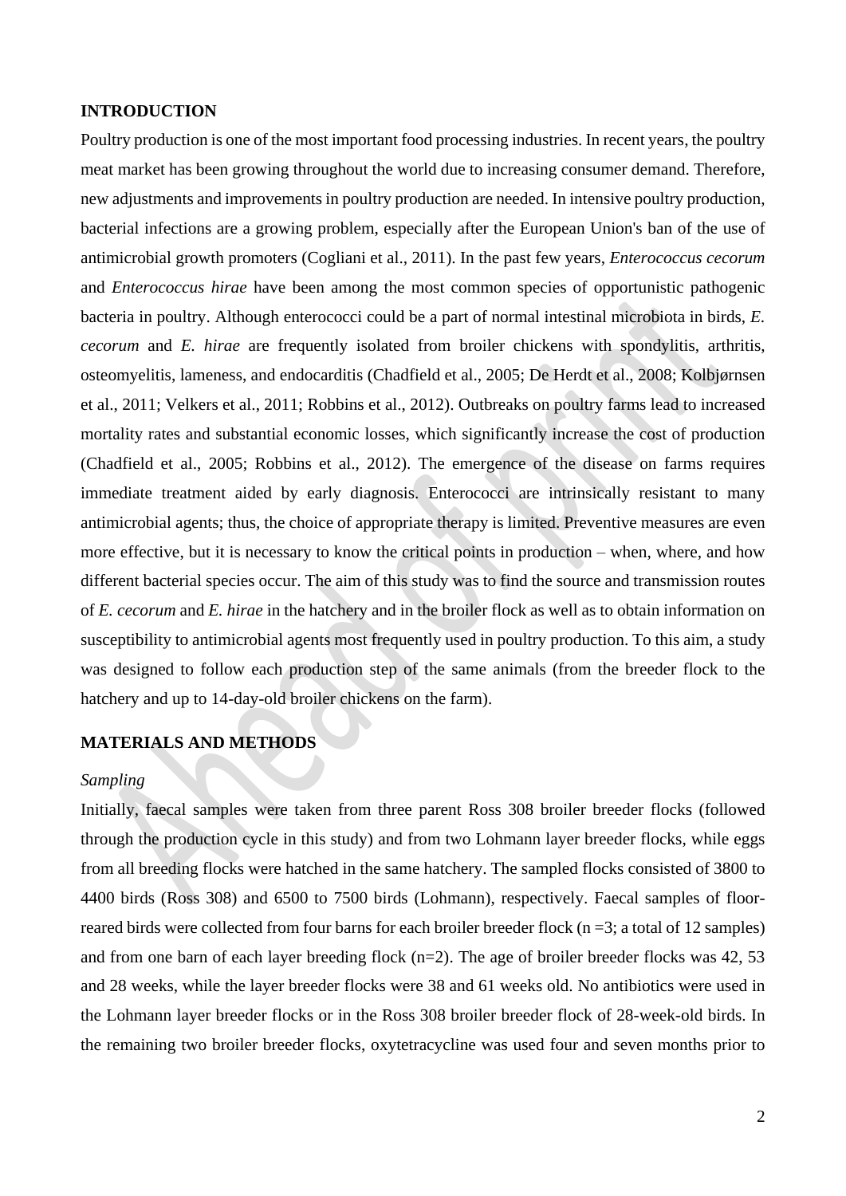## INTRODUCTION

Poultry production is one of the most important food processing industries. In recent years, the poultry meat market has been growing throughout the world due to increasing consumer demand. Therefore, new adjustments and improvements in poultry production are needed. In intensive poultry production, bacterial infections are a growing problem, especially after the European Union's ban of the use of antimicrobial growth promoters (Cogliani et al., 2011). In the past few years, *Enterococcus cecorum* and *Enterococcus hirae* have been among the most common species of opportunistic pathogenic bacteria in poultry. Although enterococci could be a part of normal intestinal microbiota in birds, *E. cecorum* and *E. hirae* are frequently isolated from broiler chickens with spondylitis, arthritis, osteomyelitis, lameness, and endocarditis (Chadfield et al., 2005; De Herdt et al., 2008; Kolbjørnsen et al., 2011; Velkers et al., 2011; Robbins et al., 2012). Outbreaks on poultry farms lead to increased mortality rates and substantial economic losses, which significantly increase the cost of production (Chadfield et al., 2005; Robbins et al., 2012). The emergence of the disease on farms requires immediate treatment aided by early diagnosis. Enterococci are intrinsically resistant to many antimicrobial agents; thus, the choice of appropriate therapy is limited. Preventive measures are even more effective, but it is necessary to know the critical points in production – when, where, and how different bacterial species occur. The aim of this study was to find the source and transmission routes of *E. cecorum* and *E. hirae* in the hatchery and in the broiler flock as well as to obtain information on susceptibility to antimicrobial agents most frequently used in poultry production. To this aim, a study was designed to follow each production step of the same animals (from the breeder flock to the hatchery and up to 14-day-old broiler chickens on the farm).

## MATERIALS AND METHODS

### *Sampling*

Initially, faecal samples were taken from three parent Ross 308 broiler breeder flocks (followed through the production cycle in this study) and from two Lohmann layer breeder flocks, while eggs from all breeding flocks were hatched in the same hatchery. The sampled flocks consisted of 3800 to 4400 birds (Ross 308) and 6500 to 7500 birds (Lohmann), respectively. Faecal samples of floor-reared birds were collected from four barns for each broiler breeder flock (n =3; a total of 12 samples) and from one barn of each layer breeding flock (n=2). The age of broiler breeder flocks was 42, 53 and 28 weeks, while the layer breeder flocks were 38 and 61 weeks old. No antibiotics were used in the Lohmann layer breeder flocks or in the Ross 308 broiler breeder flock of 28-week-old birds. In the remaining two broiler breeder flocks, oxytetracycline was used four and seven months prior to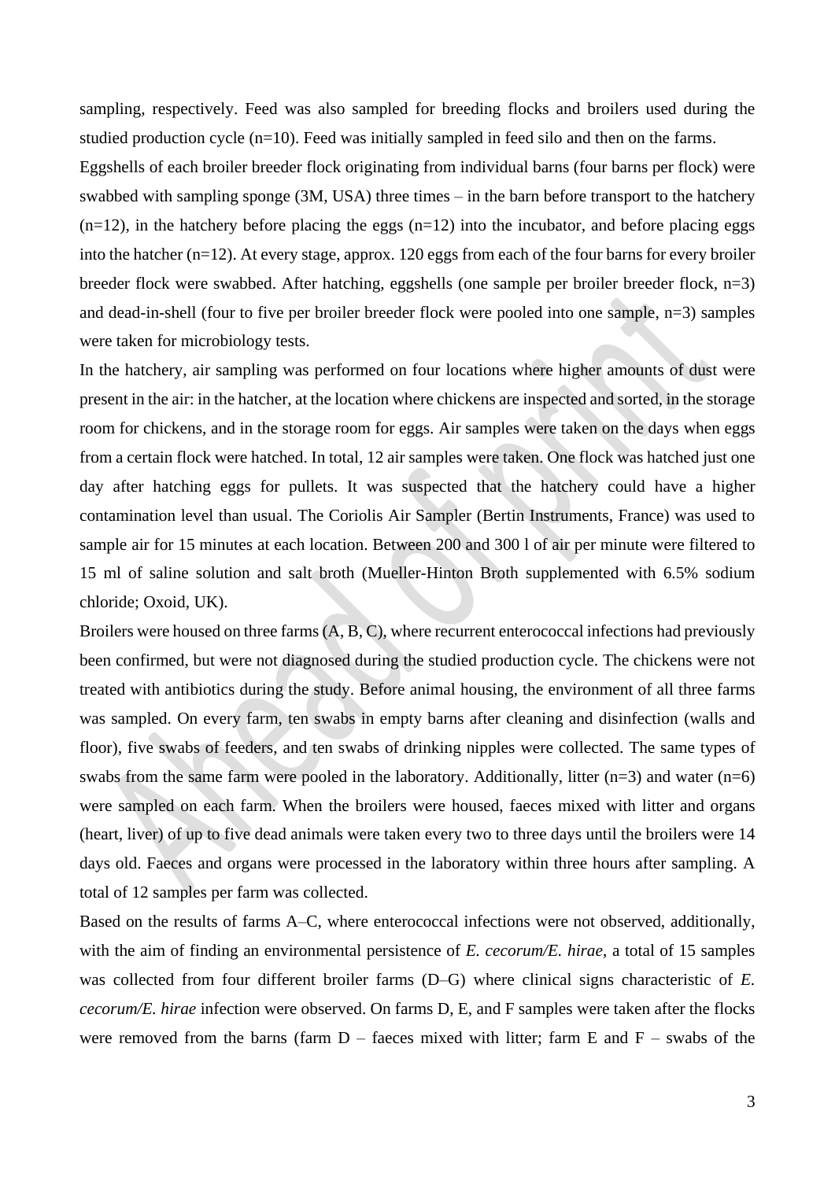sampling, respectively. Feed was also sampled for breeding flocks and broilers used during the studied production cycle (n=10). Feed was initially sampled in feed silo and then on the farms.

Eggshells of each broiler breeder flock originating from individual barns (four barns per flock) were swabbed with sampling sponge (3M, USA) three times – in the barn before transport to the hatchery (n=12), in the hatchery before placing the eggs (n=12) into the incubator, and before placing eggs into the hatcher (n=12). At every stage, approx. 120 eggs from each of the four barns for every broiler breeder flock were swabbed. After hatching, eggshells (one sample per broiler breeder flock, n=3) and dead-in-shell (four to five per broiler breeder flock were pooled into one sample, n=3) samples were taken for microbiology tests.

In the hatchery, air sampling was performed on four locations where higher amounts of dust were present in the air: in the hatcher, at the location where chickens are inspected and sorted, in the storage room for chickens, and in the storage room for eggs. Air samples were taken on the days when eggs from a certain flock were hatched. In total, 12 air samples were taken. One flock was hatched just one day after hatching eggs for pullets. It was suspected that the hatchery could have a higher contamination level than usual. The Coriolis Air Sampler (Bertin Instruments, France) was used to sample air for 15 minutes at each location. Between 200 and 300 l of air per minute were filtered to 15 ml of saline solution and salt broth (Mueller-Hinton Broth supplemented with 6.5% sodium chloride; Oxoid, UK).

Broilers were housed on three farms (A, B, C), where recurrent enterococcal infections had previously been confirmed, but were not diagnosed during the studied production cycle. The chickens were not treated with antibiotics during the study. Before animal housing, the environment of all three farms was sampled. On every farm, ten swabs in empty barns after cleaning and disinfection (walls and floor), five swabs of feeders, and ten swabs of drinking nipples were collected. The same types of swabs from the same farm were pooled in the laboratory. Additionally, litter (n=3) and water (n=6) were sampled on each farm. When the broilers were housed, faeces mixed with litter and organs (heart, liver) of up to five dead animals were taken every two to three days until the broilers were 14 days old. Faeces and organs were processed in the laboratory within three hours after sampling. A total of 12 samples per farm was collected.

Based on the results of farms A–C, where enterococcal infections were not observed, additionally, with the aim of finding an environmental persistence of *E. cecorum/E. hirae*, a total of 15 samples was collected from four different broiler farms (D–G) where clinical signs characteristic of *E. cecorum/E. hirae* infection were observed. On farms D, E, and F samples were taken after the flocks were removed from the barns (farm D – faeces mixed with litter; farm E and F – swabs of the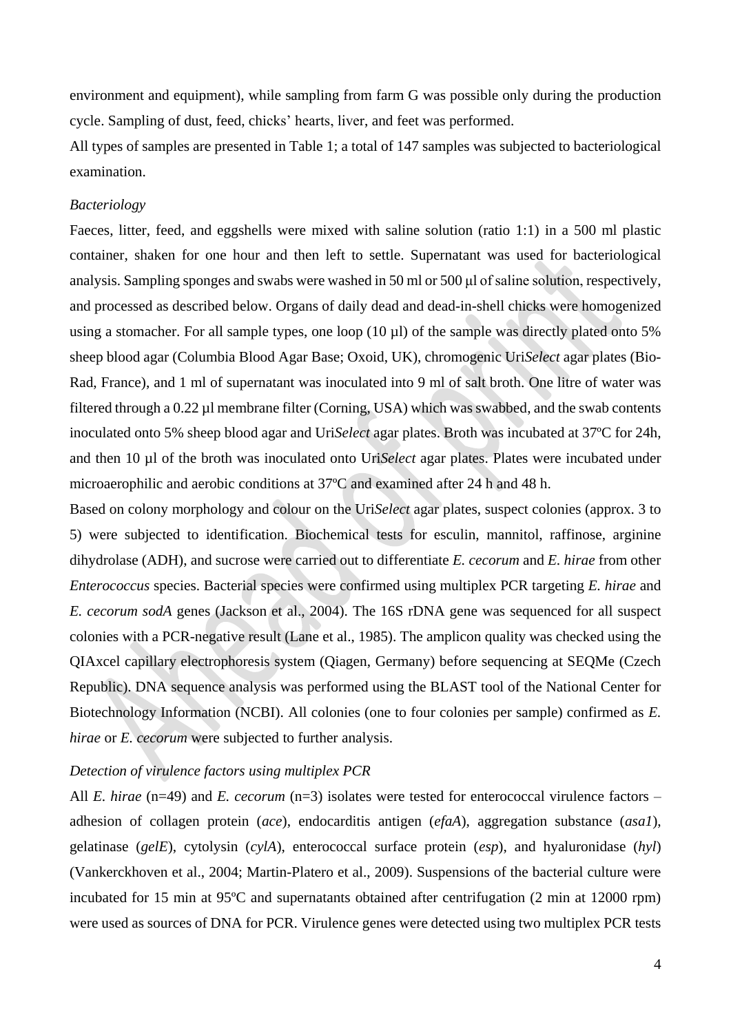environment and equipment), while sampling from farm G was possible only during the production cycle. Sampling of dust, feed, chicks' hearts, liver, and feet was performed.

All types of samples are presented in Table 1; a total of 147 samples was subjected to bacteriological examination.

*Bacteriology*

Faeces, litter, feed, and eggshells were mixed with saline solution (ratio 1:1) in a 500 ml plastic container, shaken for one hour and then left to settle. Supernatant was used for bacteriological analysis. Sampling sponges and swabs were washed in 50 ml or 500 µl of saline solution, respectively, and processed as described below. Organs of daily dead and dead-in-shell chicks were homogenized using a stomacher. For all sample types, one loop (10 µl) of the sample was directly plated onto 5% sheep blood agar (Columbia Blood Agar Base; Oxoid, UK), chromogenic Uri*Select* agar plates (Bio-Rad, France), and 1 ml of supernatant was inoculated into 9 ml of salt broth. One litre of water was filtered through a 0.22 µl membrane filter (Corning, USA) which was swabbed, and the swab contents inoculated onto 5% sheep blood agar and Uri*Select* agar plates. Broth was incubated at 37ºC for 24h, and then 10 µl of the broth was inoculated onto Uri*Select* agar plates. Plates were incubated under microaerophilic and aerobic conditions at 37ºC and examined after 24 h and 48 h.

Based on colony morphology and colour on the Uri*Select* agar plates, suspect colonies (approx. 3 to 5) were subjected to identification. Biochemical tests for esculin, mannitol, raffinose, arginine dihydrolase (ADH), and sucrose were carried out to differentiate *E. cecorum* and *E. hirae* from other *Enterococcus* species. Bacterial species were confirmed using multiplex PCR targeting *E. hirae* and *E. cecorum sodA* genes (Jackson et al., 2004). The 16S rDNA gene was sequenced for all suspect colonies with a PCR-negative result (Lane et al., 1985). The amplicon quality was checked using the QIAxcel capillary electrophoresis system (Qiagen, Germany) before sequencing at SEQMe (Czech Republic). DNA sequence analysis was performed using the BLAST tool of the National Center for Biotechnology Information (NCBI). All colonies (one to four colonies per sample) confirmed as *E. hirae* or *E. cecorum* were subjected to further analysis.

*Detection of virulence factors using multiplex PCR*

All *E. hirae* (n=49) and *E. cecorum* (n=3) isolates were tested for enterococcal virulence factors – adhesion of collagen protein (*ace*), endocarditis antigen (*efaA*), aggregation substance (*asa1*), gelatinase (*gelE*), cytolysin (*cylA*), enterococcal surface protein (*esp*), and hyaluronidase (*hyl*) (Vankerckhoven et al., 2004; Martin-Platero et al., 2009). Suspensions of the bacterial culture were incubated for 15 min at 95ºC and supernatants obtained after centrifugation (2 min at 12000 rpm) were used as sources of DNA for PCR. Virulence genes were detected using two multiplex PCR tests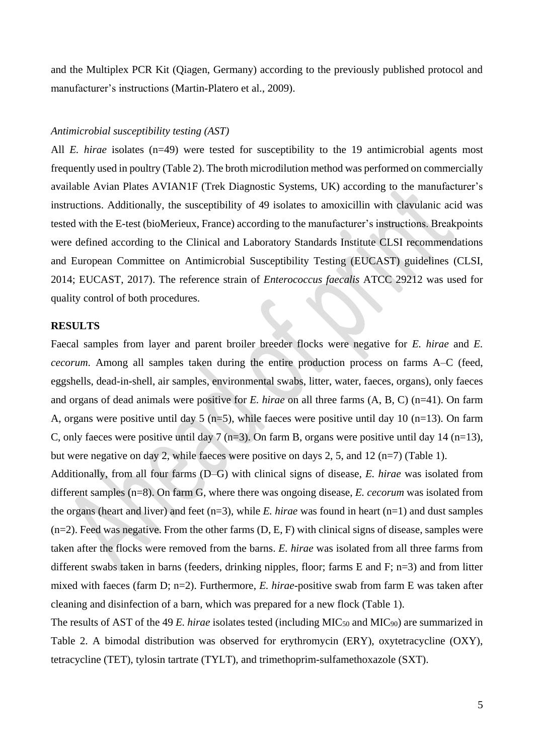and the Multiplex PCR Kit (Qiagen, Germany) according to the previously published protocol and manufacturer's instructions (Martin-Platero et al., 2009).

*Antimicrobial susceptibility testing (AST)*

All *E. hirae* isolates (n=49) were tested for susceptibility to the 19 antimicrobial agents most frequently used in poultry (Table 2). The broth microdilution method was performed on commercially available Avian Plates AVIAN1F (Trek Diagnostic Systems, UK) according to the manufacturer's instructions. Additionally, the susceptibility of 49 isolates to amoxicillin with clavulanic acid was tested with the E-test (bioMerieux, France) according to the manufacturer's instructions. Breakpoints were defined according to the Clinical and Laboratory Standards Institute CLSI recommendations and European Committee on Antimicrobial Susceptibility Testing (EUCAST) guidelines (CLSI, 2014; EUCAST, 2017). The reference strain of *Enterococcus faecalis* ATCC 29212 was used for quality control of both procedures.

## RESULTS

Faecal samples from layer and parent broiler breeder flocks were negative for *E. hirae* and *E. cecorum*. Among all samples taken during the entire production process on farms A–C (feed, eggshells, dead-in-shell, air samples, environmental swabs, litter, water, faeces, organs), only faeces and organs of dead animals were positive for *E. hirae* on all three farms (A, B, C) (n=41). On farm A, organs were positive until day 5 (n=5), while faeces were positive until day 10 (n=13). On farm C, only faeces were positive until day 7 (n=3). On farm B, organs were positive until day 14 (n=13), but were negative on day 2, while faeces were positive on days 2, 5, and 12 (n=7) (Table 1).

Additionally, from all four farms (D–G) with clinical signs of disease, *E. hirae* was isolated from different samples (n=8). On farm G, where there was ongoing disease, *E. cecorum* was isolated from the organs (heart and liver) and feet (n=3), while *E. hirae* was found in heart (n=1) and dust samples (n=2). Feed was negative. From the other farms (D, E, F) with clinical signs of disease, samples were taken after the flocks were removed from the barns. *E. hirae* was isolated from all three farms from different swabs taken in barns (feeders, drinking nipples, floor; farms E and F; n=3) and from litter mixed with faeces (farm D; n=2). Furthermore, *E. hirae*-positive swab from farm E was taken after cleaning and disinfection of a barn, which was prepared for a new flock (Table 1).

The results of AST of the 49 *E. hirae* isolates tested (including $MIC_{50}$ and $MIC_{90}$) are summarized in Table 2. A bimodal distribution was observed for erythromycin (ERY), oxytetracycline (OXY), tetracycline (TET), tylosin tartrate (TYLT), and trimethoprim-sulfamethoxazole (SXT).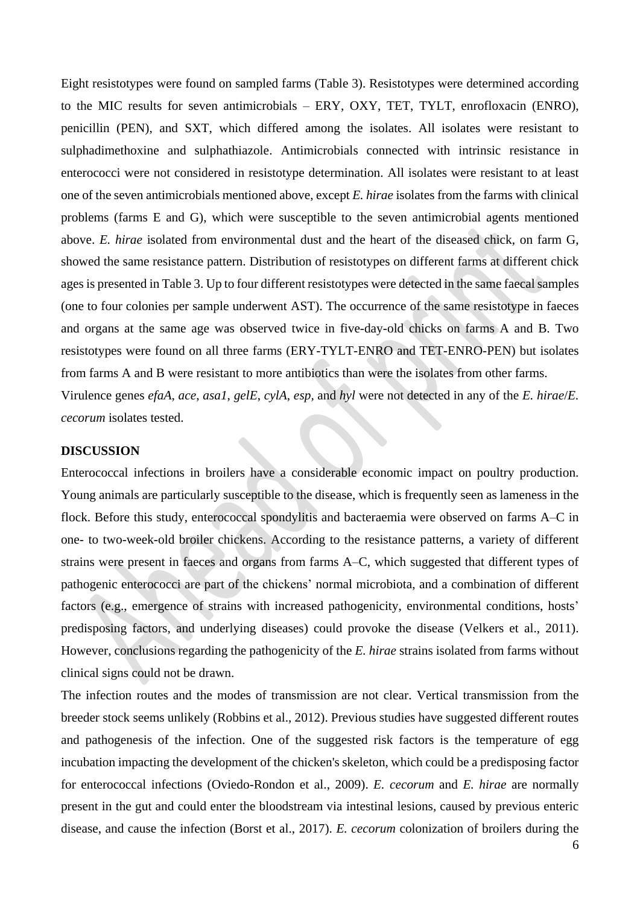Eight resistotypes were found on sampled farms (Table 3). Resistotypes were determined according to the MIC results for seven antimicrobials – ERY, OXY, TET, TYLT, enrofloxacin (ENRO), penicillin (PEN), and SXT, which differed among the isolates. All isolates were resistant to sulphadimethoxine and sulphathiazole. Antimicrobials connected with intrinsic resistance in enterococci were not considered in resistotype determination. All isolates were resistant to at least one of the seven antimicrobials mentioned above, except *E. hirae* isolates from the farms with clinical problems (farms E and G), which were susceptible to the seven antimicrobial agents mentioned above. *E. hirae* isolated from environmental dust and the heart of the diseased chick, on farm G, showed the same resistance pattern. Distribution of resistotypes on different farms at different chick ages is presented in Table 3. Up to four different resistotypes were detected in the same faecal samples (one to four colonies per sample underwent AST). The occurrence of the same resistotype in faeces and organs at the same age was observed twice in five-day-old chicks on farms A and B. Two resistotypes were found on all three farms (ERY-TYLT-ENRO and TET-ENRO-PEN) but isolates from farms A and B were resistant to more antibiotics than were the isolates from other farms.

Virulence genes *efaA*, *ace*, *asa1*, *gelE*, *cylA*, *esp*, and *hyl* were not detected in any of the *E. hirae*/*E. cecorum* isolates tested.

## DISCUSSION

Enterococcal infections in broilers have a considerable economic impact on poultry production. Young animals are particularly susceptible to the disease, which is frequently seen as lameness in the flock. Before this study, enterococcal spondylitis and bacteraemia were observed on farms A–C in one- to two-week-old broiler chickens. According to the resistance patterns, a variety of different strains were present in faeces and organs from farms A–C, which suggested that different types of pathogenic enterococci are part of the chickens' normal microbiota, and a combination of different factors (e.g., emergence of strains with increased pathogenicity, environmental conditions, hosts' predisposing factors, and underlying diseases) could provoke the disease (Velkers et al., 2011). However, conclusions regarding the pathogenicity of the *E. hirae* strains isolated from farms without clinical signs could not be drawn.

The infection routes and the modes of transmission are not clear. Vertical transmission from the breeder stock seems unlikely (Robbins et al., 2012). Previous studies have suggested different routes and pathogenesis of the infection. One of the suggested risk factors is the temperature of egg incubation impacting the development of the chicken's skeleton, which could be a predisposing factor for enterococcal infections (Oviedo-Rondon et al., 2009). *E. cecorum* and *E. hirae* are normally present in the gut and could enter the bloodstream via intestinal lesions, caused by previous enteric disease, and cause the infection (Borst et al., 2017). *E. cecorum* colonization of broilers during the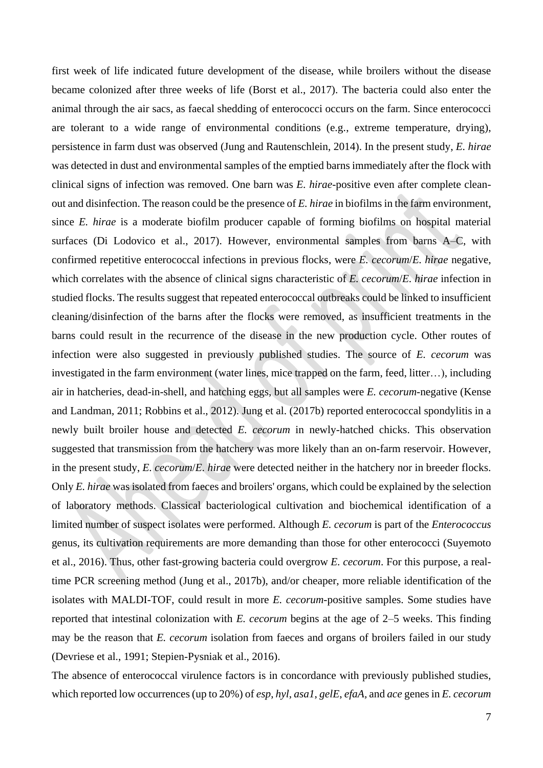first week of life indicated future development of the disease, while broilers without the disease became colonized after three weeks of life (Borst et al., 2017). The bacteria could also enter the animal through the air sacs, as faecal shedding of enterococci occurs on the farm. Since enterococci are tolerant to a wide range of environmental conditions (e.g., extreme temperature, drying), persistence in farm dust was observed (Jung and Rautenschlein, 2014). In the present study, *E. hirae* was detected in dust and environmental samples of the emptied barns immediately after the flock with clinical signs of infection was removed. One barn was *E. hirae*-positive even after complete clean-out and disinfection. The reason could be the presence of *E. hirae* in biofilms in the farm environment, since *E. hirae* is a moderate biofilm producer capable of forming biofilms on hospital material surfaces (Di Lodovico et al., 2017). However, environmental samples from barns A–C, with confirmed repetitive enterococcal infections in previous flocks, were *E. cecorum*/*E. hirae* negative, which correlates with the absence of clinical signs characteristic of *E. cecorum*/*E. hirae* infection in studied flocks. The results suggest that repeated enterococcal outbreaks could be linked to insufficient cleaning/disinfection of the barns after the flocks were removed, as insufficient treatments in the barns could result in the recurrence of the disease in the new production cycle. Other routes of infection were also suggested in previously published studies. The source of *E. cecorum* was investigated in the farm environment (water lines, mice trapped on the farm, feed, litter…), including air in hatcheries, dead-in-shell, and hatching eggs, but all samples were *E. cecorum*-negative (Kense and Landman, 2011; Robbins et al., 2012). Jung et al. (2017b) reported enterococcal spondylitis in a newly built broiler house and detected *E. cecorum* in newly-hatched chicks. This observation suggested that transmission from the hatchery was more likely than an on-farm reservoir. However, in the present study, *E. cecorum*/*E. hirae* were detected neither in the hatchery nor in breeder flocks. Only *E. hirae* was isolated from faeces and broilers' organs, which could be explained by the selection of laboratory methods. Classical bacteriological cultivation and biochemical identification of a limited number of suspect isolates were performed. Although *E. cecorum* is part of the *Enterococcus* genus, its cultivation requirements are more demanding than those for other enterococci (Suyemoto et al., 2016). Thus, other fast-growing bacteria could overgrow *E. cecorum*. For this purpose, a real-time PCR screening method (Jung et al., 2017b), and/or cheaper, more reliable identification of the isolates with MALDI-TOF, could result in more *E. cecorum*-positive samples. Some studies have reported that intestinal colonization with *E. cecorum* begins at the age of 2–5 weeks. This finding may be the reason that *E. cecorum* isolation from faeces and organs of broilers failed in our study (Devriese et al., 1991; Stepien-Pysniak et al., 2016).

The absence of enterococcal virulence factors is in concordance with previously published studies, which reported low occurrences (up to 20%) of *esp*, *hyl*, *asa1*, *gelE*, *efaA*, and *ace* genes in *E. cecorum*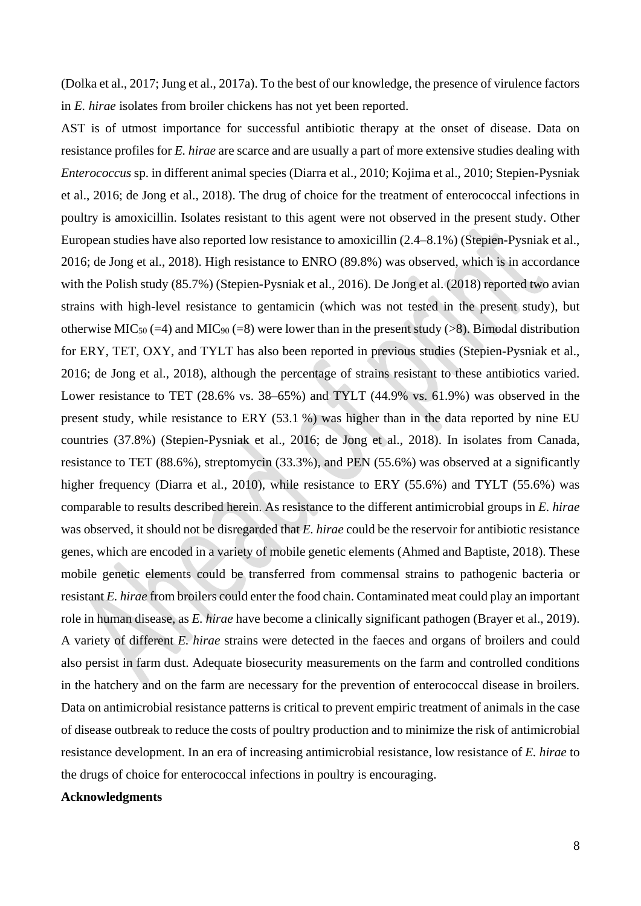(Dolka et al., 2017; Jung et al., 2017a). To the best of our knowledge, the presence of virulence factors in *E. hirae* isolates from broiler chickens has not yet been reported.

AST is of utmost importance for successful antibiotic therapy at the onset of disease. Data on resistance profiles for *E. hirae* are scarce and are usually a part of more extensive studies dealing with *Enterococcus* sp. in different animal species (Diarra et al., 2010; Kojima et al., 2010; Stepien-Pysniak et al., 2016; de Jong et al., 2018). The drug of choice for the treatment of enterococcal infections in poultry is amoxicillin. Isolates resistant to this agent were not observed in the present study. Other European studies have also reported low resistance to amoxicillin (2.4–8.1%) (Stepien-Pysniak et al., 2016; de Jong et al., 2018). High resistance to ENRO (89.8%) was observed, which is in accordance with the Polish study (85.7%) (Stepien-Pysniak et al., 2016). De Jong et al. (2018) reported two avian strains with high-level resistance to gentamicin (which was not tested in the present study), but otherwise $MIC_{50}$ (=4) and $MIC_{90}$ (=8) were lower than in the present study (>8). Bimodal distribution for ERY, TET, OXY, and TYLT has also been reported in previous studies (Stepien-Pysniak et al., 2016; de Jong et al., 2018), although the percentage of strains resistant to these antibiotics varied. Lower resistance to TET (28.6% vs. 38–65%) and TYLT (44.9% vs. 61.9%) was observed in the present study, while resistance to ERY (53.1 %) was higher than in the data reported by nine EU countries (37.8%) (Stepien-Pysniak et al., 2016; de Jong et al., 2018). In isolates from Canada, resistance to TET (88.6%), streptomycin (33.3%), and PEN (55.6%) was observed at a significantly higher frequency (Diarra et al., 2010), while resistance to ERY (55.6%) and TYLT (55.6%) was comparable to results described herein. As resistance to the different antimicrobial groups in *E. hirae* was observed, it should not be disregarded that *E. hirae* could be the reservoir for antibiotic resistance genes, which are encoded in a variety of mobile genetic elements (Ahmed and Baptiste, 2018). These mobile genetic elements could be transferred from commensal strains to pathogenic bacteria or resistant *E. hirae* from broilers could enter the food chain. Contaminated meat could play an important role in human disease, as *E. hirae* have become a clinically significant pathogen (Brayer et al., 2019). A variety of different *E. hirae* strains were detected in the faeces and organs of broilers and could also persist in farm dust. Adequate biosecurity measurements on the farm and controlled conditions in the hatchery and on the farm are necessary for the prevention of enterococcal disease in broilers. Data on antimicrobial resistance patterns is critical to prevent empiric treatment of animals in the case of disease outbreak to reduce the costs of poultry production and to minimize the risk of antimicrobial resistance development. In an era of increasing antimicrobial resistance, low resistance of *E. hirae* to the drugs of choice for enterococcal infections in poultry is encouraging.

**Acknowledgments**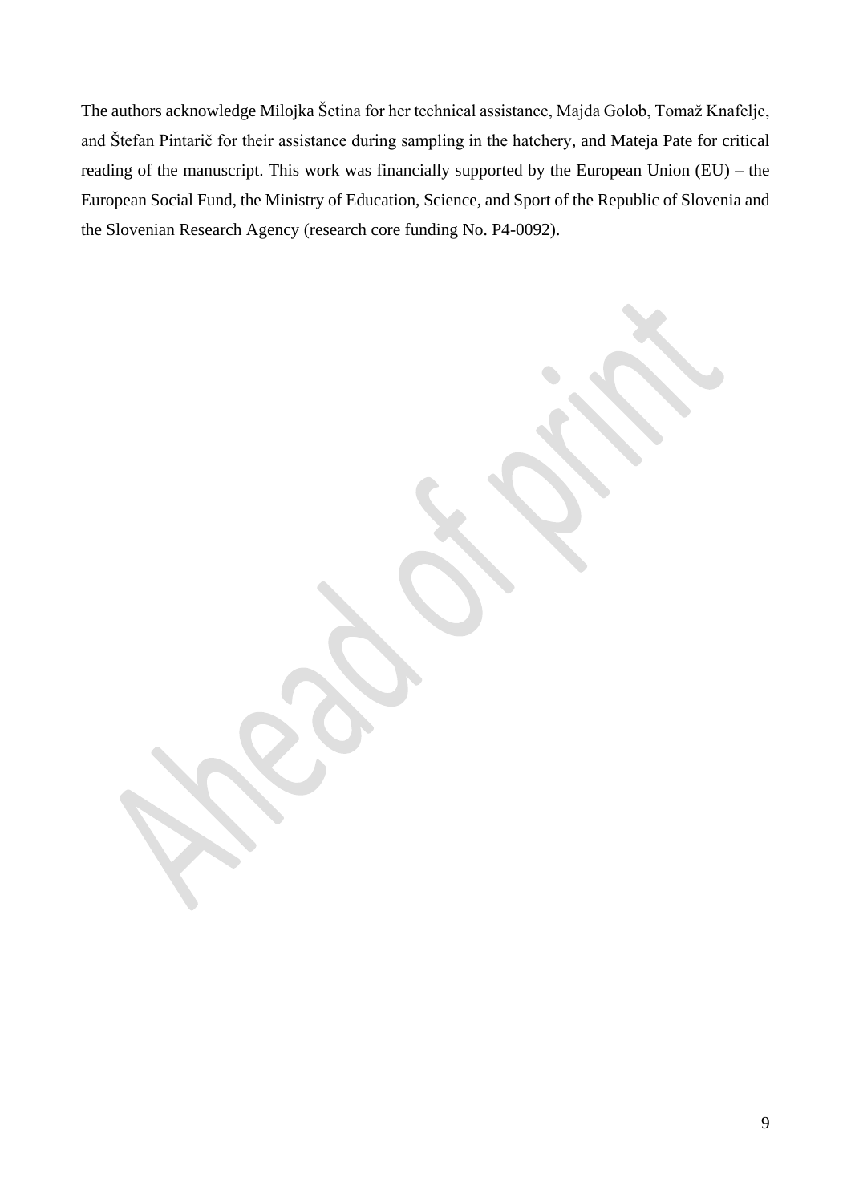The authors acknowledge Milojka Šetina for her technical assistance, Majda Golob, Tomaž Knafeljc, and Štefan Pintarič for their assistance during sampling in the hatchery, and Mateja Pate for critical reading of the manuscript. This work was financially supported by the European Union (EU) – the European Social Fund, the Ministry of Education, Science, and Sport of the Republic of Slovenia and the Slovenian Research Agency (research core funding No. P4-0092).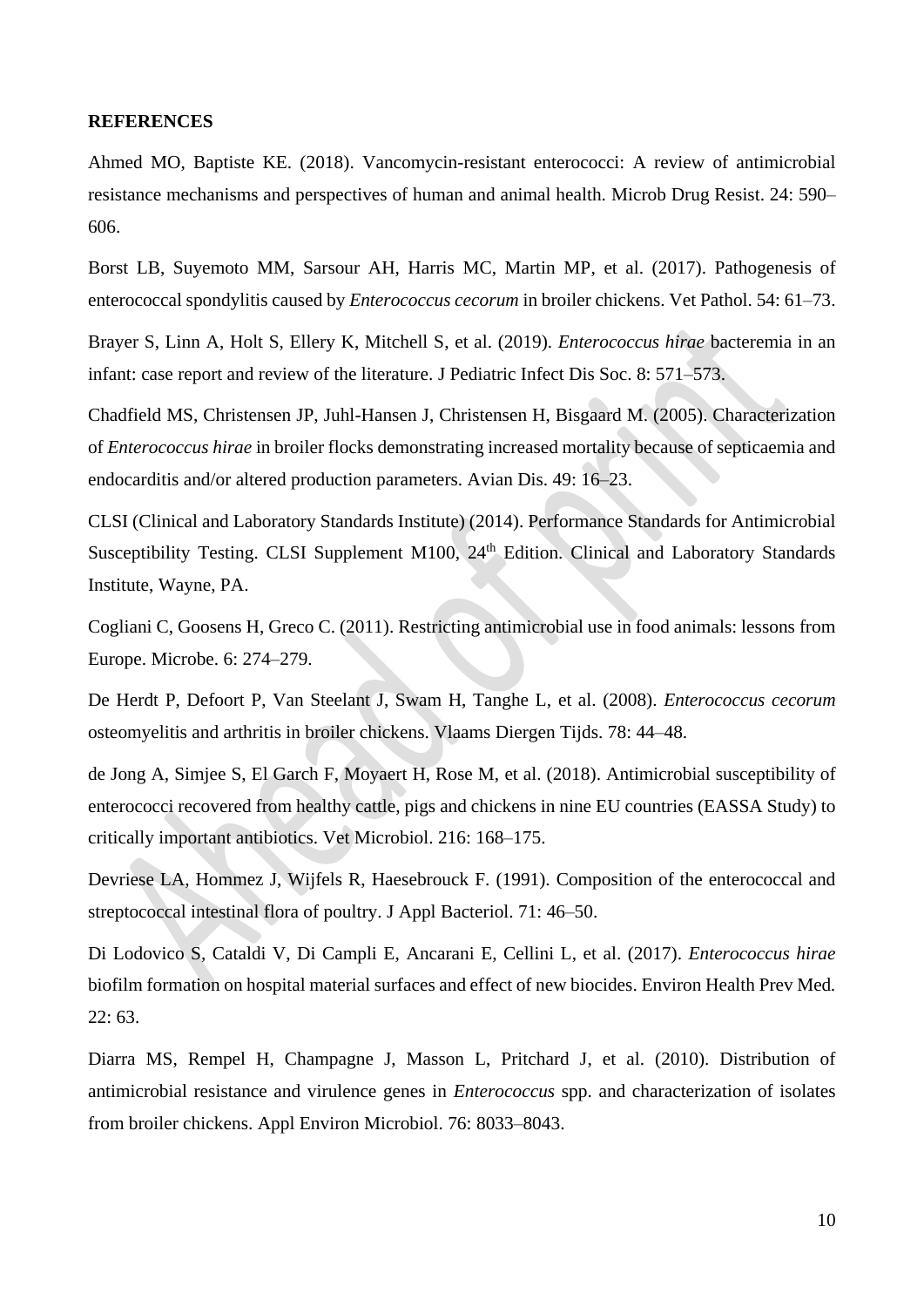**REFERENCES**

Ahmed MO, Baptiste KE. (2018). Vancomycin-resistant enterococci: A review of antimicrobial resistance mechanisms and perspectives of human and animal health. Microb Drug Resist. 24: 590–606.

Borst LB, Suyemoto MM, Sarsour AH, Harris MC, Martin MP, et al. (2017). Pathogenesis of enterococcal spondylitis caused by *Enterococcus cecorum* in broiler chickens. Vet Pathol. 54: 61–73.

Brayer S, Linn A, Holt S, Ellery K, Mitchell S, et al. (2019). *Enterococcus hirae* bacteremia in an infant: case report and review of the literature. J Pediatric Infect Dis Soc. 8: 571–573.

Chadfield MS, Christensen JP, Juhl-Hansen J, Christensen H, Bisgaard M. (2005). Characterization of *Enterococcus hirae* in broiler flocks demonstrating increased mortality because of septicaemia and endocarditis and/or altered production parameters. Avian Dis. 49: 16–23.

CLSI (Clinical and Laboratory Standards Institute) (2014). Performance Standards for Antimicrobial Susceptibility Testing. CLSI Supplement M100, 24th Edition. Clinical and Laboratory Standards Institute, Wayne, PA.

Cogliani C, Goosens H, Greco C. (2011). Restricting antimicrobial use in food animals: lessons from Europe. Microbe. 6: 274–279.

De Herdt P, Defoort P, Van Steelant J, Swam H, Tanghe L, et al. (2008). *Enterococcus cecorum* osteomyelitis and arthritis in broiler chickens. Vlaams Diergen Tijds. 78: 44–48.

de Jong A, Simjee S, El Garch F, Moyaert H, Rose M, et al. (2018). Antimicrobial susceptibility of enterococci recovered from healthy cattle, pigs and chickens in nine EU countries (EASSA Study) to critically important antibiotics. Vet Microbiol. 216: 168–175.

Devriese LA, Hommez J, Wijfels R, Haesebrouck F. (1991). Composition of the enterococcal and streptococcal intestinal flora of poultry. J Appl Bacteriol. 71: 46–50.

Di Lodovico S, Cataldi V, Di Campli E, Ancarani E, Cellini L, et al. (2017). *Enterococcus hirae* biofilm formation on hospital material surfaces and effect of new biocides. Environ Health Prev Med. 22: 63.

Diarra MS, Rempel H, Champagne J, Masson L, Pritchard J, et al. (2010). Distribution of antimicrobial resistance and virulence genes in *Enterococcus* spp. and characterization of isolates from broiler chickens. Appl Environ Microbiol. 76: 8033–8043.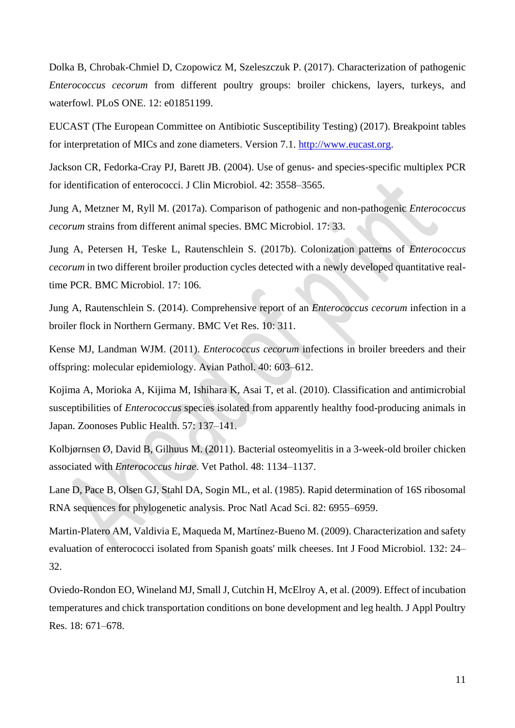Dolka B, Chrobak-Chmiel D, Czopowicz M, Szeleszczuk P. (2017). Characterization of pathogenic *Enterococcus cecorum* from different poultry groups: broiler chickens, layers, turkeys, and waterfowl. PLoS ONE. 12: e01851199.

EUCAST (The European Committee on Antibiotic Susceptibility Testing) (2017). Breakpoint tables for interpretation of MICs and zone diameters. Version 7.1. http://www.eucast.org.

Jackson CR, Fedorka-Cray PJ, Barett JB. (2004). Use of genus- and species-specific multiplex PCR for identification of enterococci. J Clin Microbiol. 42: 3558–3565.

Jung A, Metzner M, Ryll M. (2017a). Comparison of pathogenic and non-pathogenic *Enterococcus cecorum* strains from different animal species. BMC Microbiol. 17: 33.

Jung A, Petersen H, Teske L, Rautenschlein S. (2017b). Colonization patterns of *Enterococcus cecorum* in two different broiler production cycles detected with a newly developed quantitative real-time PCR. BMC Microbiol. 17: 106.

Jung A, Rautenschlein S. (2014). Comprehensive report of an *Enterococcus cecorum* infection in a broiler flock in Northern Germany. BMC Vet Res. 10: 311.

Kense MJ, Landman WJM. (2011). *Enterococcus cecorum* infections in broiler breeders and their offspring: molecular epidemiology. Avian Pathol. 40: 603–612.

Kojima A, Morioka A, Kijima M, Ishihara K, Asai T, et al. (2010). Classification and antimicrobial susceptibilities of *Enterococcus* species isolated from apparently healthy food-producing animals in Japan. Zoonoses Public Health. 57: 137–141.

Kolbjørnsen Ø, David B, Gilhuus M. (2011). Bacterial osteomyelitis in a 3-week-old broiler chicken associated with *Enterococcus hirae*. Vet Pathol. 48: 1134–1137.

Lane D, Pace B, Olsen GJ, Stahl DA, Sogin ML, et al. (1985). Rapid determination of 16S ribosomal RNA sequences for phylogenetic analysis. Proc Natl Acad Sci. 82: 6955–6959.

Martin-Platero AM, Valdivia E, Maqueda M, Martínez-Bueno M. (2009). Characterization and safety evaluation of enterococci isolated from Spanish goats' milk cheeses. Int J Food Microbiol. 132: 24–32.

Oviedo-Rondon EO, Wineland MJ, Small J, Cutchin H, McElroy A, et al. (2009). Effect of incubation temperatures and chick transportation conditions on bone development and leg health. J Appl Poultry Res. 18: 671–678.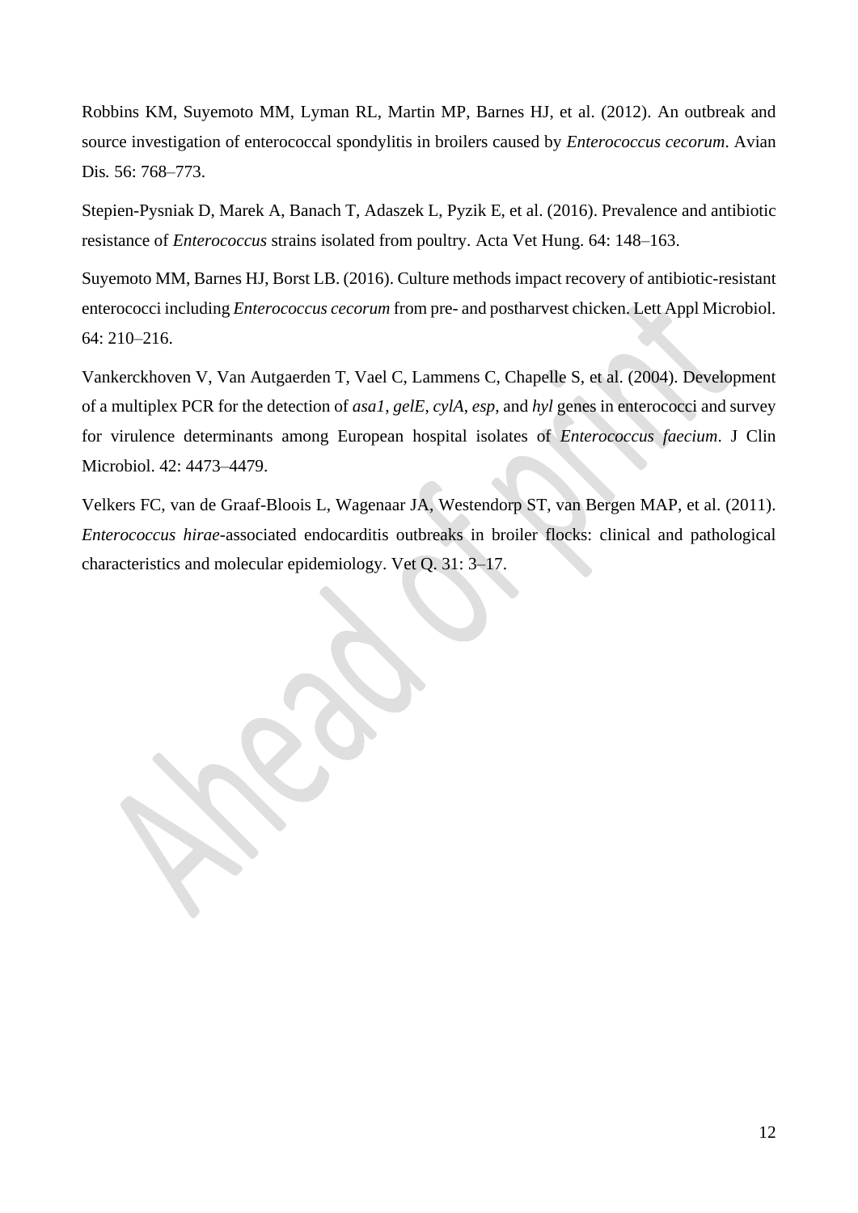Robbins KM, Suyemoto MM, Lyman RL, Martin MP, Barnes HJ, et al. (2012). An outbreak and source investigation of enterococcal spondylitis in broilers caused by *Enterococcus cecorum*. Avian Dis. 56: 768–773.

Stepien-Pysniak D, Marek A, Banach T, Adaszek L, Pyzik E, et al. (2016). Prevalence and antibiotic resistance of *Enterococcus* strains isolated from poultry. Acta Vet Hung. 64: 148–163.

Suyemoto MM, Barnes HJ, Borst LB. (2016). Culture methods impact recovery of antibiotic-resistant enterococci including *Enterococcus cecorum* from pre- and postharvest chicken. Lett Appl Microbiol. 64: 210–216.

Vankerckhoven V, Van Autgaerden T, Vael C, Lammens C, Chapelle S, et al. (2004). Development of a multiplex PCR for the detection of *asa1*, *gelE*, *cylA*, *esp*, and *hyl* genes in enterococci and survey for virulence determinants among European hospital isolates of *Enterococcus faecium*. J Clin Microbiol. 42: 4473–4479.

Velkers FC, van de Graaf-Bloois L, Wagenaar JA, Westendorp ST, van Bergen MAP, et al. (2011). *Enterococcus hirae*-associated endocarditis outbreaks in broiler flocks: clinical and pathological characteristics and molecular epidemiology. Vet Q. 31: 3–17.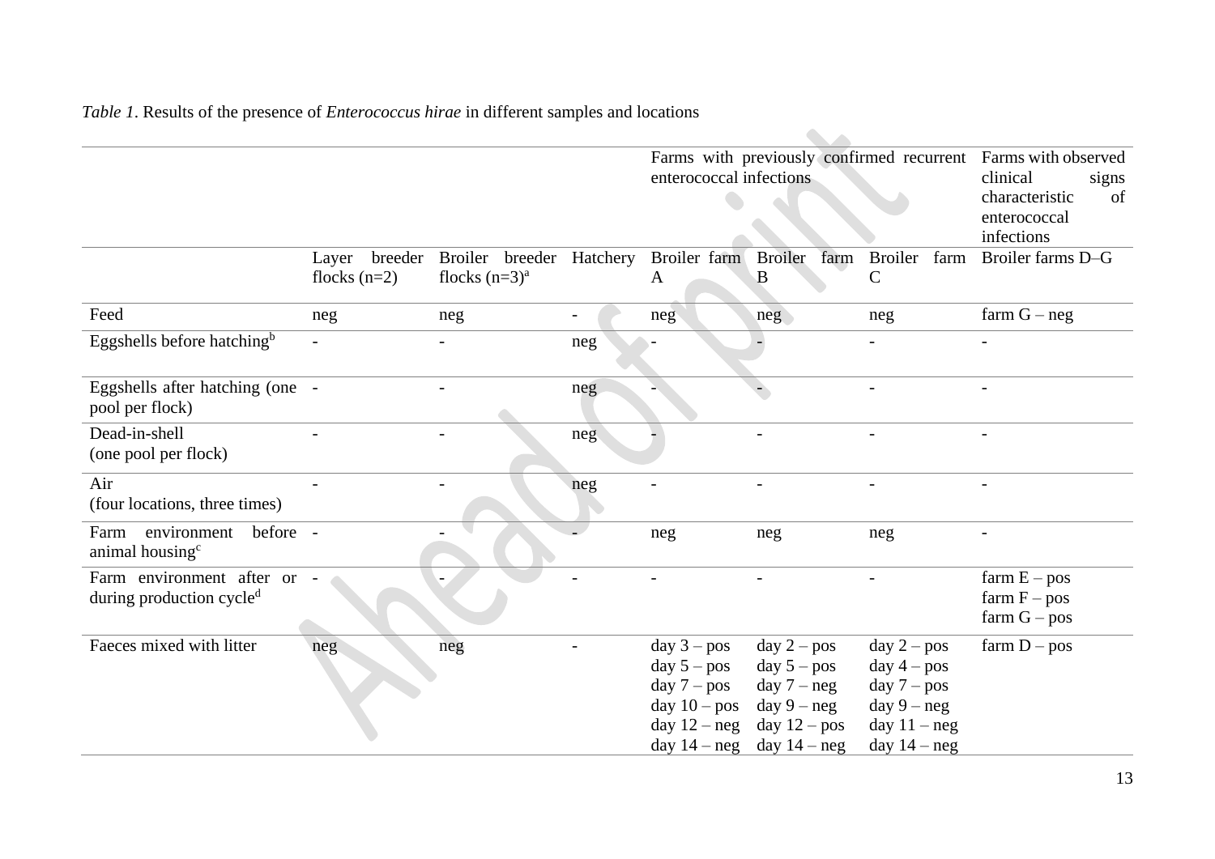*Table 1*. Results of the presence of *Enterococcus hirae* in different samples and locations

| | | | | Farms with previously confirmed recurrent enterococcal infections | | | Farms with observed clinical signs characteristic of enterococcal infections |
|---|---|---|---|---|---|---|---|
| | Layer breeder flocks (n=2) | Broiler breeder flocks (n=3)[a] | Hatchery | Broiler farm A | Broiler farm B | Broiler farm C | Broiler farms D–G |
| Feed | neg | neg | - | neg | neg | neg | farm G – neg |
| Eggshells before hatching[b] | - | - | neg | - | - | - | - |
| Eggshells after hatching (one pool per flock) | - | - | neg | - | - | - | - |
| Dead-in-shell (one pool per flock) | - | - | neg | - | - | - | - |
| Air (four locations, three times) | - | - | neg | - | - | - | - |
| Farm environment before animal housing[c] | - | - | - | neg | neg | neg | - |
| Farm environment after or during production cycle[d] | - | - | - | - | - | - | farm E – pos<br>farm F – pos<br>farm G – pos |
| Faeces mixed with litter | neg | neg | - | day 3 – pos<br>day 5 – pos<br>day 7 – pos<br>day 10 – pos<br>day 12 – neg<br>day 14 – neg | day 2 – pos<br>day 5 – pos<br>day 7 – neg<br>day 9 – neg<br>day 12 – pos<br>day 14 – neg | day 2 – pos<br>day 4 – pos<br>day 7 – pos<br>day 9 – neg<br>day 11 – neg<br>day 14 – neg | farm D – pos |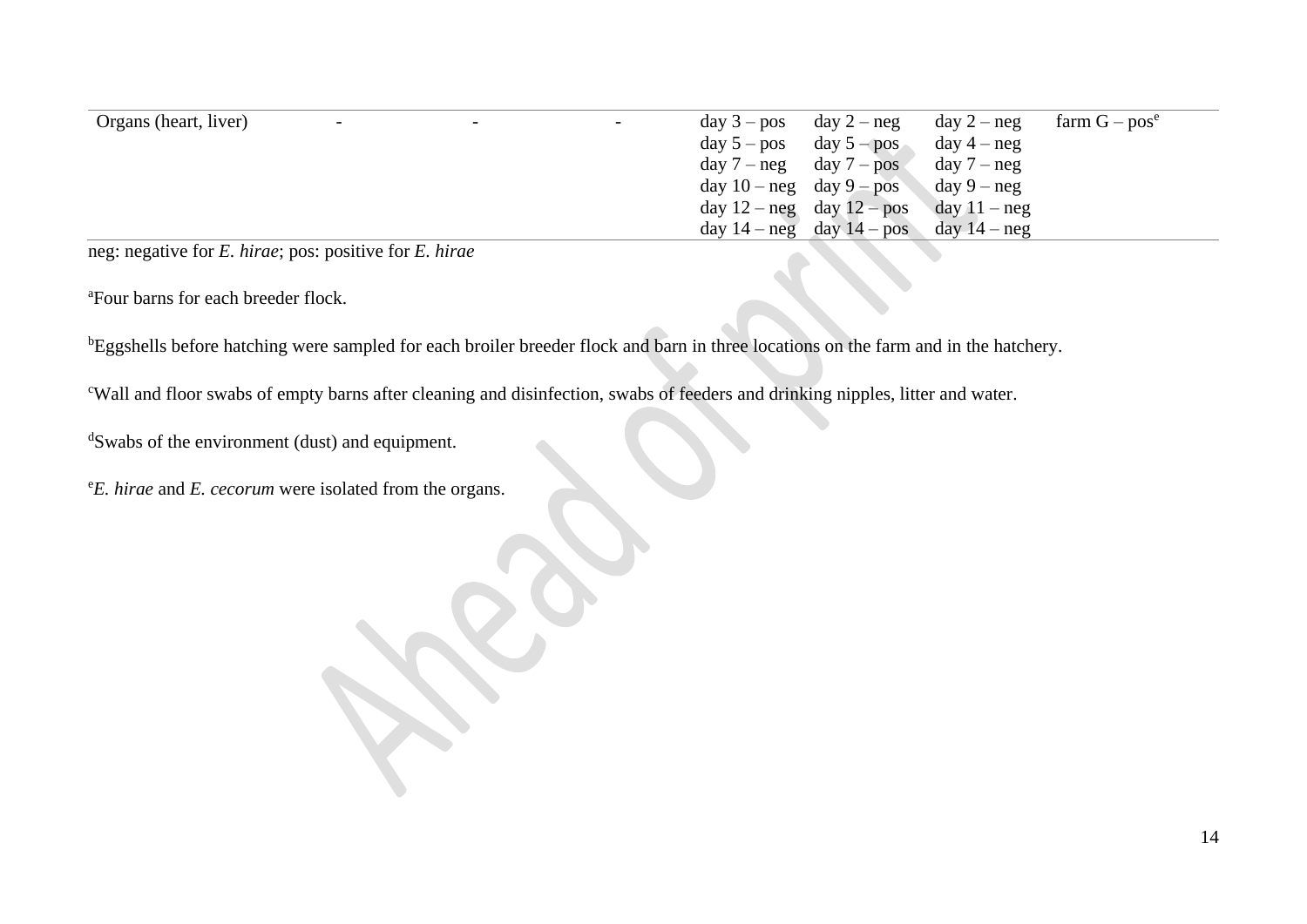| Organs (heart, liver) | - | - | - | day 3 – pos<br>day 5 – pos<br>day 7 – neg<br>day 10 – neg<br>day 12 – neg<br>day 14 – neg | day 2 – neg<br>day 5 – pos<br>day 7 – pos<br>day 9 – pos<br>day 12 – pos<br>day 14 – pos | day 2 – neg<br>day 4 – neg<br>day 7 – neg<br>day 9 – neg<br>day 11 – neg<br>day 14 – neg | farm G – pos[e] |
|---|---|---|---|---|---|---|---|

neg: negative for *E. hirae*; pos: positive for *E. hirae*

[a]Four barns for each breeder flock.

[b]Eggshells before hatching were sampled for each broiler breeder flock and barn in three locations on the farm and in the hatchery.

[c]Wall and floor swabs of empty barns after cleaning and disinfection, swabs of feeders and drinking nipples, litter and water.

[d]Swabs of the environment (dust) and equipment.

[e]*E. hirae* and *E. cecorum* were isolated from the organs.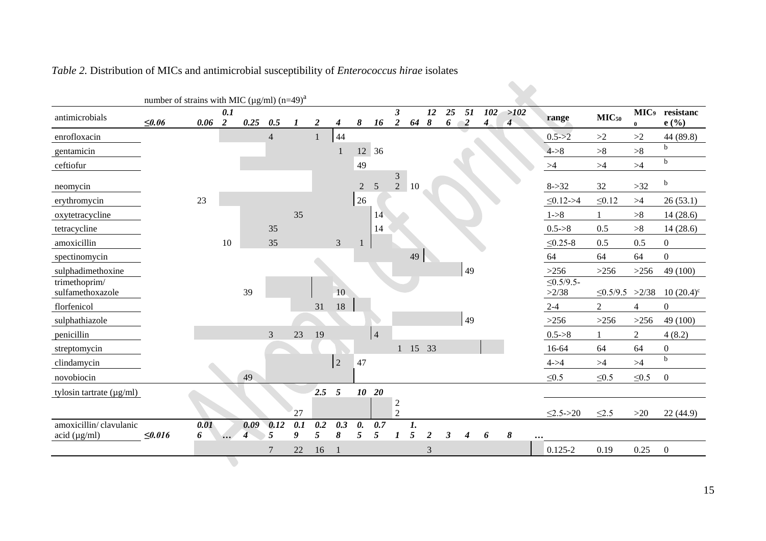*Table 2.* Distribution of MICs and antimicrobial susceptibility of *Enterococcus hirae* isolates

| antimicrobials | number of strains with MIC (µg/ml) (n=49)[a] | | | | | | | | | | | | | | | | | range | $MIC_{50}$ | $MIC_{90}$ | resistance (%) |
|---|---|---|---|---|---|---|---|---|---|---|---|---|---|---|---|---|---|---|---|---|---|
| | ***≤0.06*** | ***0.06*** | ***0.12*** | ***0.25*** | ***0.5*** | ***1*** | ***2*** | ***4*** | ***8*** | ***16*** | ***32*** | ***64*** | ***128*** | ***256*** | ***512*** | ***1024*** | ***>1024*** | | | | |
| enrofloxacin | | | | | 4 | | 1 | 44 | | | | | | | | | | 0.5->2 | >2 | >2 | 44 (89.8) |
| gentamicin | | | | | | | | 1 | 12 | 36 | | | | | | | | 4->8 | >8 | >8 | [b] |
| ceftiofur | | | | | | | | | 49 | | | | | | | | | >4 | >4 | >4 | [b] |
| neomycin | | | | | | | | | 2 | 5 | 32 | 10 | | | | | | 8->32 | 32 | >32 | [b] |
| erythromycin | | 23 | | | | | | | 26 | | | | | | | | | ≤0.12->4 | ≤0.12 | >4 | 26 (53.1) |
| oxytetracycline | | | | | | 35 | | | | 14 | | | | | | | | 1->8 | 1 | >8 | 14 (28.6) |
| tetracycline | | | | | 35 | | | | | 14 | | | | | | | | 0.5->8 | 0.5 | >8 | 14 (28.6) |
| amoxicillin | | | 10 | | 35 | | | 3 | 1 | | | | | | | | | ≤0.25-8 | 0.5 | 0.5 | 0 |
| spectinomycin | | | | | | | | | | | | 49 | | | | | | 64 | 64 | 64 | 0 |
| sulphadimethoxine | | | | | | | | | | | | | | | 49 | | | >256 | >256 | >256 | 49 (100) |
| trimethoprim/ sulfamethoxazole | | | | 39 | | | | 10 | | | | | | | | | | ≤0.5/9.5->2/38 | ≤0.5/9.5 | >2/38 | 10 (20.4)[c] |
| florfenicol | | | | | | | 31 | 18 | | | | | | | | | | 2-4 | 2 | 4 | 0 |
| sulphathiazole | | | | | | | | | | | | | | | 49 | | | >256 | >256 | >256 | 49 (100) |
| penicillin | | | | | 3 | 23 | 19 | | | 4 | | | | | | | | 0.5->8 | 1 | 2 | 4 (8.2) |
| streptomycin | | | | | | | | | | | 1 | 15 | 33 | | | | | 16-64 | 64 | 64 | 0 |
| clindamycin | | | | | | | | 2 | 47 | | | | | | | | | 4->4 | >4 | >4 | [b] |
| novobiocin | | | | 49 | | | | | | | | | | | | | | ≤0.5 | ≤0.5 | ≤0.5 | 0 |
| tylosin tartrate (µg/ml) | | | | | | | ***2.5*** | ***5*** | ***10*** | ***20*** | | | | | | | | | | | |
| | | | | | | 27 | | | | | 22 | | | | | | | ≤2.5->20 | ≤2.5 | >20 | 22 (44.9) |
| amoxicillin/ clavulanic acid (µg/ml) | ***≤0.016*** | ***0.016*** | ***…*** | ***0.094*** | ***0.125*** | ***0.19*** | ***0.25*** | ***0.38*** | ***0.5*** | ***0.75*** | ***1*** | ***1.5*** | ***2*** | ***3*** | ***4*** | ***6*** | ***8 …*** | | | | |
| | | | | | 7 | 22 | 16 | 1 | | | | | 3 | | | | | 0.125-2 | 0.19 | 0.25 | 0 |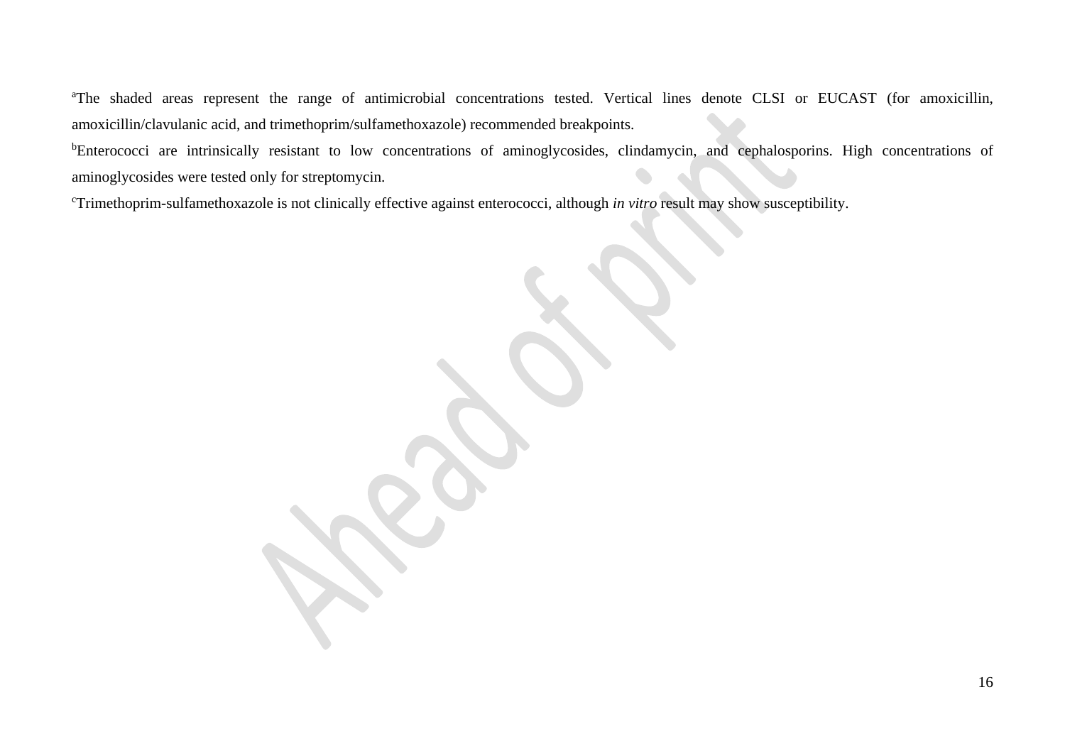[a]The shaded areas represent the range of antimicrobial concentrations tested. Vertical lines denote CLSI or EUCAST (for amoxicillin, amoxicillin/clavulanic acid, and trimethoprim/sulfamethoxazole) recommended breakpoints.

[b]Enterococci are intrinsically resistant to low concentrations of aminoglycosides, clindamycin, and cephalosporins. High concentrations of aminoglycosides were tested only for streptomycin.

[c]Trimethoprim-sulfamethoxazole is not clinically effective against enterococci, although *in vitro* result may show susceptibility.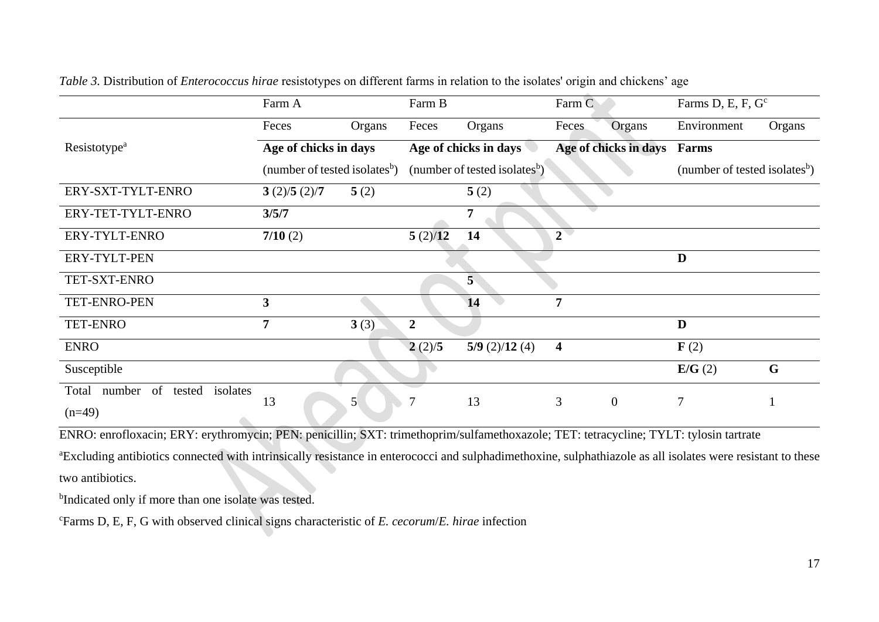*Table 3.* Distribution of *Enterococcus hirae* resistotypes on different farms in relation to the isolates' origin and chickens' age

| | Farm A | | Farm B | | Farm C | | Farms D, E, F, G[c] | |
|---|---|---|---|---|---|---|---|---|
| | Feces | Organs | Feces | Organs | Feces | Organs | Environment | Organs |
| Resistotype[a] | **Age of chicks in days** (number of tested isolates[b]) | | **Age of chicks in days** (number of tested isolates[b]) | | **Age of chicks in days** | | **Farms** (number of tested isolates[b]) | |
| ERY-SXT-TYLT-ENRO | **3** (2)/**5** (2)/**7** | **5** (2) | | **5** (2) | | | | |
| ERY-TET-TYLT-ENRO | **3/5/7** | | | **7** | | | | |
| ERY-TYLT-ENRO | **7/10** (2) | | **5** (2)/**12** | **14** | **2** | | | |
| ERY-TYLT-PEN | | | | | | | **D** | |
| TET-SXT-ENRO | | | | **5** | | | | |
| TET-ENRO-PEN | **3** | | | **14** | **7** | | | |
| TET-ENRO | **7** | **3** (3) | **2** | | | | **D** | |
| ENRO | | | **2** (2)/**5** | **5/9** (2)/**12** (4) | **4** | | **F** (2) | |
| Susceptible | | | | | | | **E/G** (2) | **G** |
| Total number of tested isolates (n=49) | 13 | 5 | 7 | 13 | 3 | 0 | 7 | 1 |

ENRO: enrofloxacin; ERY: erythromycin; PEN: penicillin; SXT: trimethoprim/sulfamethoxazole; TET: tetracycline; TYLT: tylosin tartrate

[a]Excluding antibiotics connected with intrinsically resistance in enterococci and sulphadimethoxine, sulphathiazole as all isolates were resistant to these two antibiotics.

[b]Indicated only if more than one isolate was tested.

[c]Farms D, E, F, G with observed clinical signs characteristic of *E. cecorum*/*E. hirae* infection